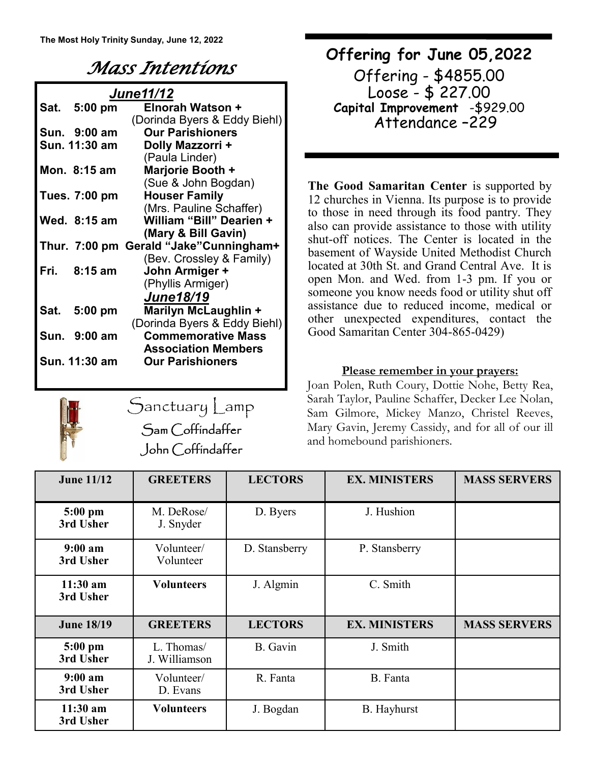The Most Holy Trinity Sunday, June 12, 2022

# Mass Intentions

***June11/12***

| | | |
|---|---|---|
| **Sat.** | **5:00 pm** | **Elnorah Watson +** (Dorinda Byers & Eddy Biehl) |
| **Sun.** | **9:00 am** | **Our Parishioners** |
| **Sun.** | **11:30 am** | **Dolly Mazzorri +** (Paula Linder) |
| **Mon.** | **8:15 am** | **Marjorie Booth +** (Sue & John Bogdan) |
| **Tues.** | **7:00 pm** | **Houser Family** (Mrs. Pauline Schaffer) |
| **Wed.** | **8:15 am** | **William "Bill" Dearien +** **(Mary & Bill Gavin)** |
| **Thur.** | **7:00 pm** | **Gerald "Jake"Cunningham+** (Bev. Crossley & Family) |
| **Fri.** | **8:15 am** | **John Armiger +** (Phyllis Armiger) |

***June18/19***

| | | |
|---|---|---|
| **Sat.** | **5:00 pm** | **Marilyn McLaughlin +** (Dorinda Byers & Eddy Biehl) |
| **Sun.** | **9:00 am** | **Commemorative Mass Association Members** |
| **Sun.** | **11:30 am** | **Our Parishioners** |

## Sanctuary Lamp

Sam Coffindaffer
John Coffindaffer

## Offering for June 05,2022

Offering - $4855.00
Loose - $ 227.00
**Capital Improvement** -$929.00
Attendance –229

**The Good Samaritan Center** is supported by 12 churches in Vienna. Its purpose is to provide to those in need through its food pantry. They also can provide assistance to those with utility shut-off notices. The Center is located in the basement of Wayside United Methodist Church located at 30th St. and Grand Central Ave. It is open Mon. and Wed. from 1-3 pm. If you or someone you know needs food or utility shut off assistance due to reduced income, medical or other unexpected expenditures, contact the Good Samaritan Center 304-865-0429)

**Please remember in your prayers:**

Joan Polen, Ruth Coury, Dottie Nohe, Betty Rea, Sarah Taylor, Pauline Schaffer, Decker Lee Nolan, Sam Gilmore, Mickey Manzo, Christel Reeves, Mary Gavin, Jeremy Cassidy, and for all of our ill and homebound parishioners.

| June 11/12 | GREETERS | LECTORS | EX. MINISTERS | MASS SERVERS |
|---|---|---|---|---|
| **5:00 pm 3rd Usher** | M. DeRose/ J. Snyder | D. Byers | J. Hushion | |
| **9:00 am 3rd Usher** | Volunteer/ Volunteer | D. Stansberry | P. Stansberry | |
| **11:30 am 3rd Usher** | **Volunteers** | J. Algmin | C. Smith | |
| **June 18/19** | **GREETERS** | **LECTORS** | **EX. MINISTERS** | **MASS SERVERS** |
| **5:00 pm 3rd Usher** | L. Thomas/ J. Williamson | B. Gavin | J. Smith | |
| **9:00 am 3rd Usher** | Volunteer/ D. Evans | R. Fanta | B. Fanta | |
| **11:30 am 3rd Usher** | **Volunteers** | J. Bogdan | B. Hayhurst | |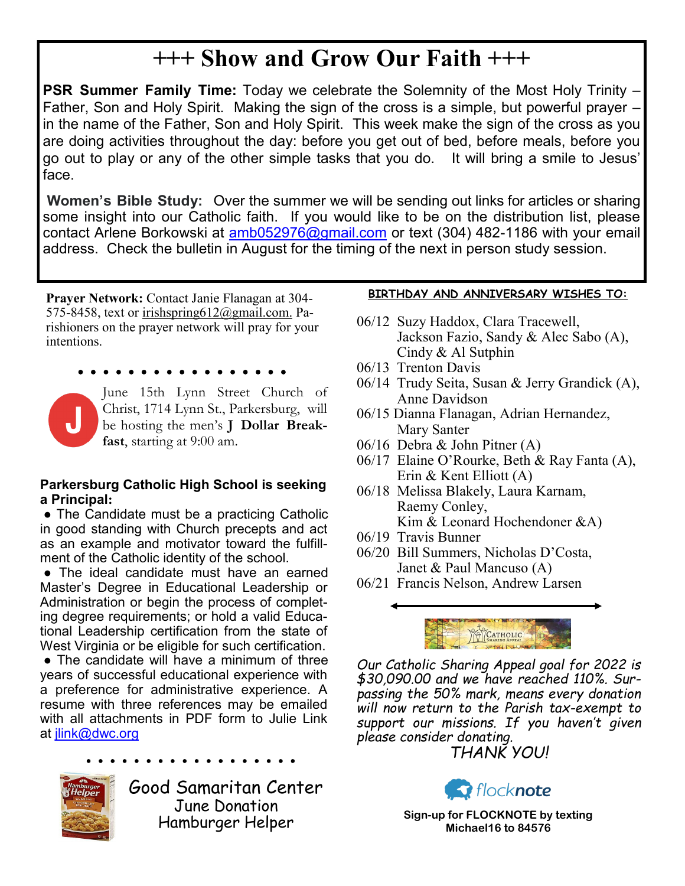# +++ Show and Grow Our Faith +++

**PSR Summer Family Time:** Today we celebrate the Solemnity of the Most Holy Trinity – Father, Son and Holy Spirit. Making the sign of the cross is a simple, but powerful prayer – in the name of the Father, Son and Holy Spirit. This week make the sign of the cross as you are doing activities throughout the day: before you get out of bed, before meals, before you go out to play or any of the other simple tasks that you do. It will bring a smile to Jesus' face.

**Women's Bible Study:** Over the summer we will be sending out links for articles or sharing some insight into our Catholic faith. If you would like to be on the distribution list, please contact Arlene Borkowski at amb052976@gmail.com or text (304) 482-1186 with your email address. Check the bulletin in August for the timing of the next in person study session.

**Prayer Network:** Contact Janie Flanagan at 304-575-8458, text or irishspring612@gmail.com. Parishioners on the prayer network will pray for your intentions.

June 15th Lynn Street Church of Christ, 1714 Lynn St., Parkersburg, will be hosting the men's **J Dollar Breakfast**, starting at 9:00 am.

**Parkersburg Catholic High School is seeking a Principal:**

- The Candidate must be a practicing Catholic in good standing with Church precepts and act as an example and motivator toward the fulfillment of the Catholic identity of the school.
- The ideal candidate must have an earned Master's Degree in Educational Leadership or Administration or begin the process of completing degree requirements; or hold a valid Educational Leadership certification from the state of West Virginia or be eligible for such certification.
- The candidate will have a minimum of three years of successful educational experience with a preference for administrative experience. A resume with three references may be emailed with all attachments in PDF form to Julie Link at jlink@dwc.org

Good Samaritan Center
June Donation
Hamburger Helper

**BIRTHDAY AND ANNIVERSARY WISHES TO:**

- 06/12 Suzy Haddox, Clara Tracewell, Jackson Fazio, Sandy & Alec Sabo (A), Cindy & Al Sutphin
- 06/13 Trenton Davis
- 06/14 Trudy Seita, Susan & Jerry Grandick (A), Anne Davidson
- 06/15 Dianna Flanagan, Adrian Hernandez, Mary Santer
- 06/16 Debra & John Pitner (A)
- 06/17 Elaine O'Rourke, Beth & Ray Fanta (A), Erin & Kent Elliott (A)
- 06/18 Melissa Blakely, Laura Karnam, Raemy Conley, Kim & Leonard Hochendoner &A)
- 06/19 Travis Bunner
- 06/20 Bill Summers, Nicholas D'Costa, Janet & Paul Mancuso (A)
- 06/21 Francis Nelson, Andrew Larsen

*Our Catholic Sharing Appeal goal for 2022 is $30,090.00 and we have reached 110%. Surpassing the 50% mark, means every donation will now return to the Parish tax-exempt to support our missions. If you haven't given please consider donating.*

*THANK YOU!*

**Sign-up for FLOCKNOTE by texting Michael16 to 84576**